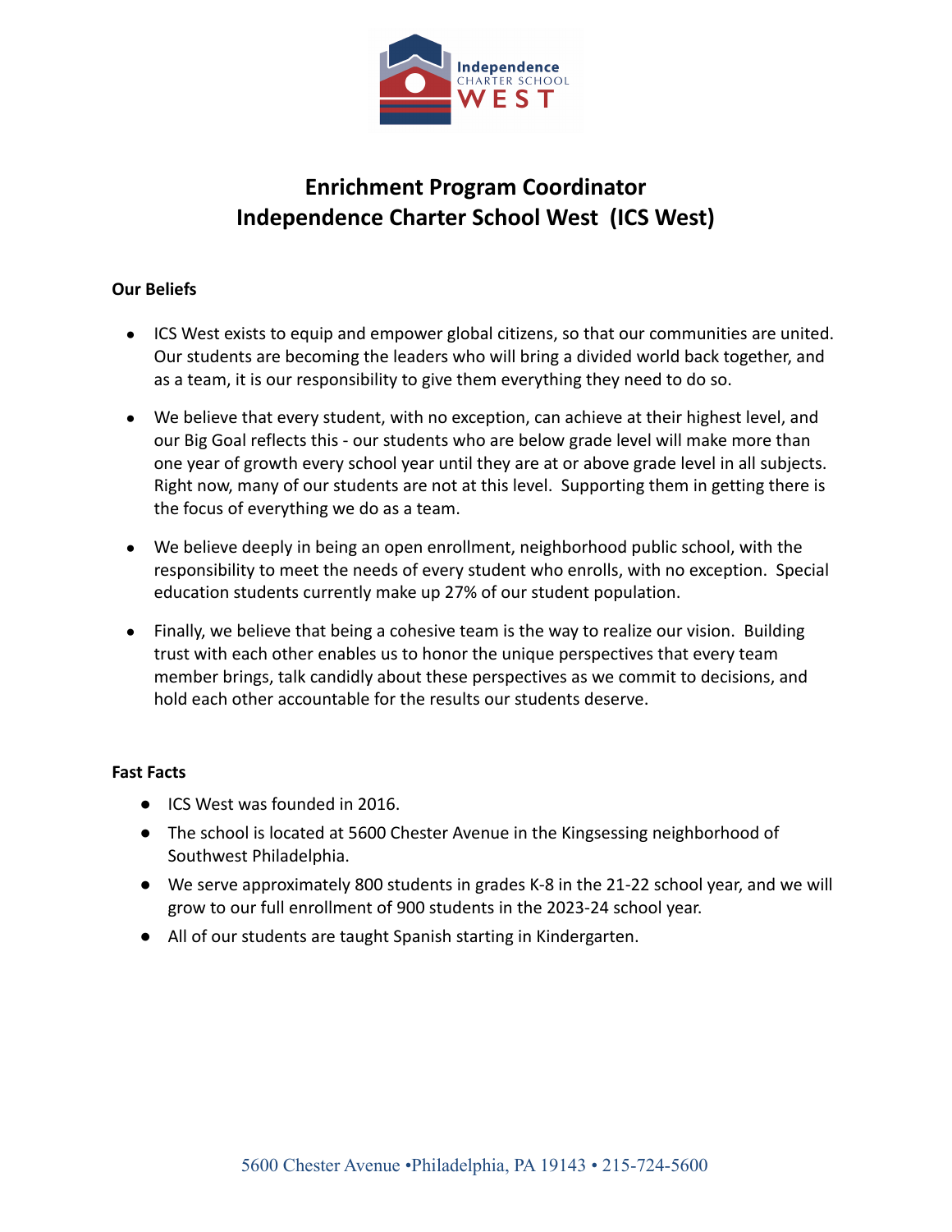# Enrichment Program Coordinator
# Independence Charter School West (ICS West)

**Our Beliefs**

- ICS West exists to equip and empower global citizens, so that our communities are united. Our students are becoming the leaders who will bring a divided world back together, and as a team, it is our responsibility to give them everything they need to do so.
- We believe that every student, with no exception, can achieve at their highest level, and our Big Goal reflects this - our students who are below grade level will make more than one year of growth every school year until they are at or above grade level in all subjects. Right now, many of our students are not at this level. Supporting them in getting there is the focus of everything we do as a team.
- We believe deeply in being an open enrollment, neighborhood public school, with the responsibility to meet the needs of every student who enrolls, with no exception. Special education students currently make up 27% of our student population.
- Finally, we believe that being a cohesive team is the way to realize our vision. Building trust with each other enables us to honor the unique perspectives that every team member brings, talk candidly about these perspectives as we commit to decisions, and hold each other accountable for the results our students deserve.

**Fast Facts**

- ICS West was founded in 2016.
- The school is located at 5600 Chester Avenue in the Kingsessing neighborhood of Southwest Philadelphia.
- We serve approximately 800 students in grades K-8 in the 21-22 school year, and we will grow to our full enrollment of 900 students in the 2023-24 school year.
- All of our students are taught Spanish starting in Kindergarten.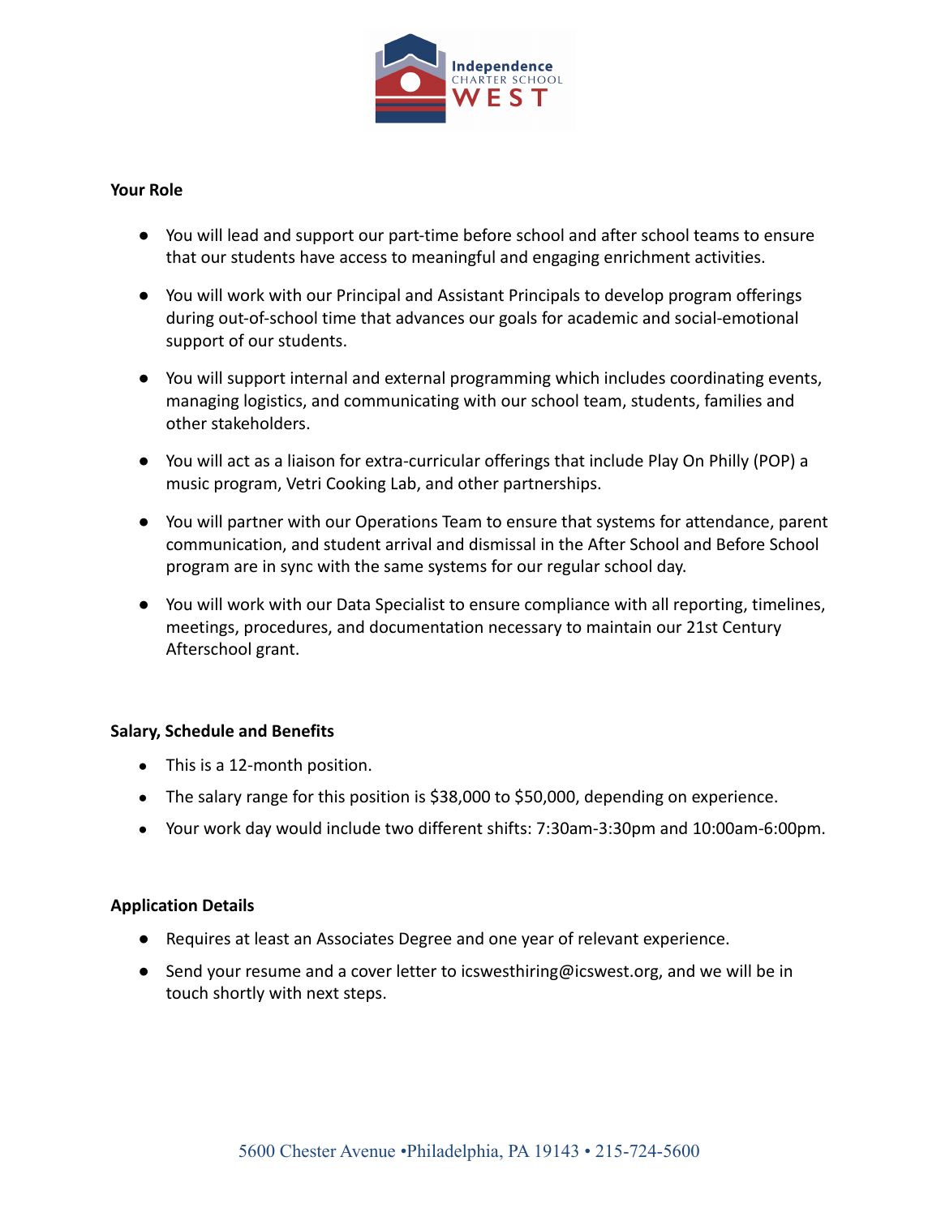**Your Role**

- You will lead and support our part-time before school and after school teams to ensure that our students have access to meaningful and engaging enrichment activities.
- You will work with our Principal and Assistant Principals to develop program offerings during out-of-school time that advances our goals for academic and social-emotional support of our students.
- You will support internal and external programming which includes coordinating events, managing logistics, and communicating with our school team, students, families and other stakeholders.
- You will act as a liaison for extra-curricular offerings that include Play On Philly (POP) a music program, Vetri Cooking Lab, and other partnerships.
- You will partner with our Operations Team to ensure that systems for attendance, parent communication, and student arrival and dismissal in the After School and Before School program are in sync with the same systems for our regular school day.
- You will work with our Data Specialist to ensure compliance with all reporting, timelines, meetings, procedures, and documentation necessary to maintain our 21st Century Afterschool grant.

**Salary, Schedule and Benefits**

- This is a 12-month position.
- The salary range for this position is $38,000 to $50,000, depending on experience.
- Your work day would include two different shifts: 7:30am-3:30pm and 10:00am-6:00pm.

**Application Details**

- Requires at least an Associates Degree and one year of relevant experience.
- Send your resume and a cover letter to icswesthiring@icswest.org, and we will be in touch shortly with next steps.

5600 Chester Avenue •Philadelphia, PA 19143 • 215-724-5600